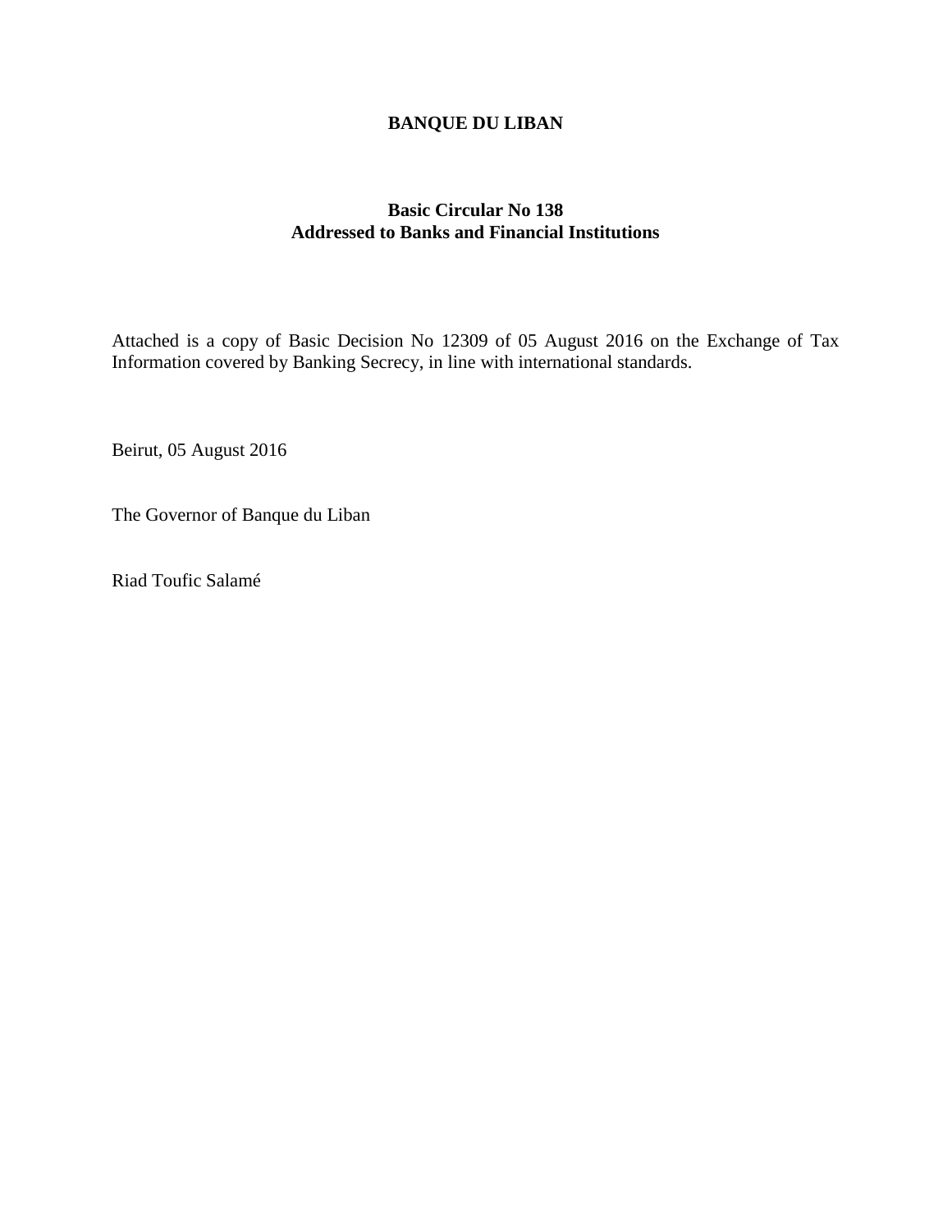# BANQUE DU LIBAN

## Basic Circular No 138
## Addressed to Banks and Financial Institutions

Attached is a copy of Basic Decision No 12309 of 05 August 2016 on the Exchange of Tax Information covered by Banking Secrecy, in line with international standards.

Beirut, 05 August 2016

The Governor of Banque du Liban

Riad Toufic Salamé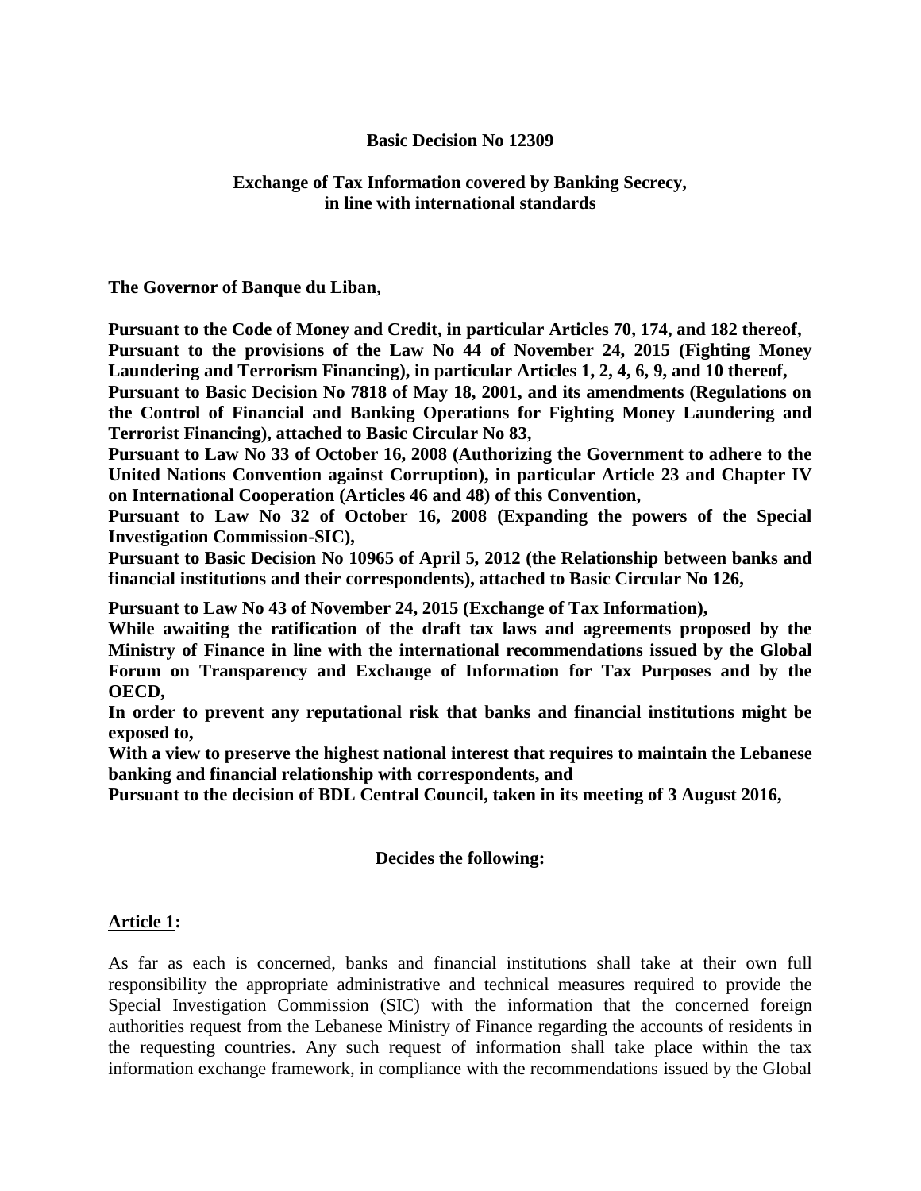**Basic Decision No 12309**

**Exchange of Tax Information covered by Banking Secrecy, in line with international standards**

**The Governor of Banque du Liban,**

**Pursuant to the Code of Money and Credit, in particular Articles 70, 174, and 182 thereof,**
**Pursuant to the provisions of the Law No 44 of November 24, 2015 (Fighting Money Laundering and Terrorism Financing), in particular Articles 1, 2, 4, 6, 9, and 10 thereof,**
**Pursuant to Basic Decision No 7818 of May 18, 2001, and its amendments (Regulations on the Control of Financial and Banking Operations for Fighting Money Laundering and Terrorist Financing), attached to Basic Circular No 83,**
**Pursuant to Law No 33 of October 16, 2008 (Authorizing the Government to adhere to the United Nations Convention against Corruption), in particular Article 23 and Chapter IV on International Cooperation (Articles 46 and 48) of this Convention,**
**Pursuant to Law No 32 of October 16, 2008 (Expanding the powers of the Special Investigation Commission-SIC),**
**Pursuant to Basic Decision No 10965 of April 5, 2012 (the Relationship between banks and financial institutions and their correspondents), attached to Basic Circular No 126,**

**Pursuant to Law No 43 of November 24, 2015 (Exchange of Tax Information),**
**While awaiting the ratification of the draft tax laws and agreements proposed by the Ministry of Finance in line with the international recommendations issued by the Global Forum on Transparency and Exchange of Information for Tax Purposes and by the OECD,**
**In order to prevent any reputational risk that banks and financial institutions might be exposed to,**
**With a view to preserve the highest national interest that requires to maintain the Lebanese banking and financial relationship with correspondents, and**
**Pursuant to the decision of BDL Central Council, taken in its meeting of 3 August 2016,**

**Decides the following:**

**Article 1:**

As far as each is concerned, banks and financial institutions shall take at their own full responsibility the appropriate administrative and technical measures required to provide the Special Investigation Commission (SIC) with the information that the concerned foreign authorities request from the Lebanese Ministry of Finance regarding the accounts of residents in the requesting countries. Any such request of information shall take place within the tax information exchange framework, in compliance with the recommendations issued by the Global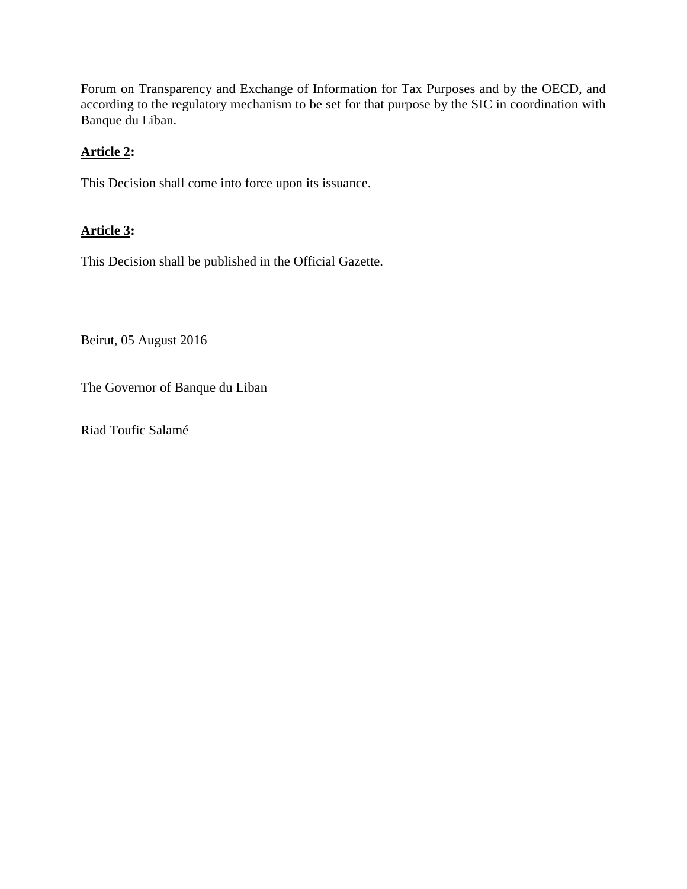Forum on Transparency and Exchange of Information for Tax Purposes and by the OECD, and according to the regulatory mechanism to be set for that purpose by the SIC in coordination with Banque du Liban.

**Article 2:**

This Decision shall come into force upon its issuance.

**Article 3:**

This Decision shall be published in the Official Gazette.

Beirut, 05 August 2016

The Governor of Banque du Liban

Riad Toufic Salamé